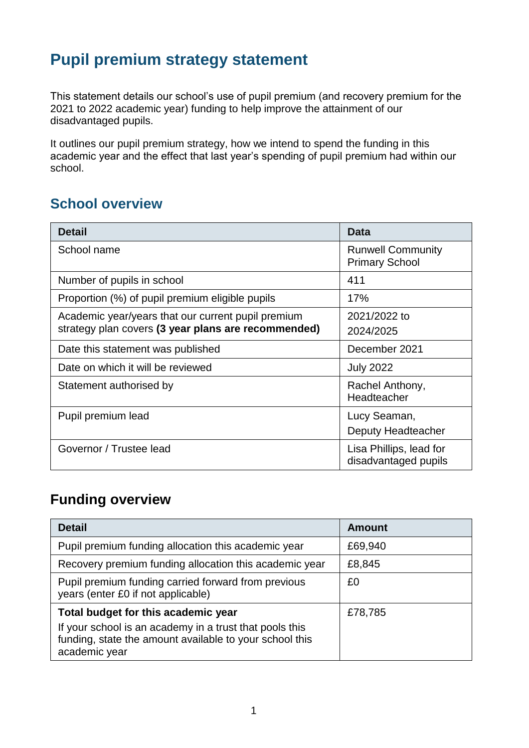# Pupil premium strategy statement

This statement details our school's use of pupil premium (and recovery premium for the 2021 to 2022 academic year) funding to help improve the attainment of our disadvantaged pupils.

It outlines our pupil premium strategy, how we intend to spend the funding in this academic year and the effect that last year's spending of pupil premium had within our school.

## School overview

| Detail | Data |
| --- | --- |
| School name | Runwell Community Primary School |
| Number of pupils in school | 411 |
| Proportion (%) of pupil premium eligible pupils | 17% |
| Academic year/years that our current pupil premium strategy plan covers **(3 year plans are recommended)** | 2021/2022 to 2024/2025 |
| Date this statement was published | December 2021 |
| Date on which it will be reviewed | July 2022 |
| Statement authorised by | Rachel Anthony, Headteacher |
| Pupil premium lead | Lucy Seaman, Deputy Headteacher |
| Governor / Trustee lead | Lisa Phillips, lead for disadvantaged pupils |

## Funding overview

| Detail | Amount |
| --- | --- |
| Pupil premium funding allocation this academic year | £69,940 |
| Recovery premium funding allocation this academic year | £8,845 |
| Pupil premium funding carried forward from previous years (enter £0 if not applicable) | £0 |
| **Total budget for this academic year**<br>If your school is an academy in a trust that pools this funding, state the amount available to your school this academic year | £78,785 |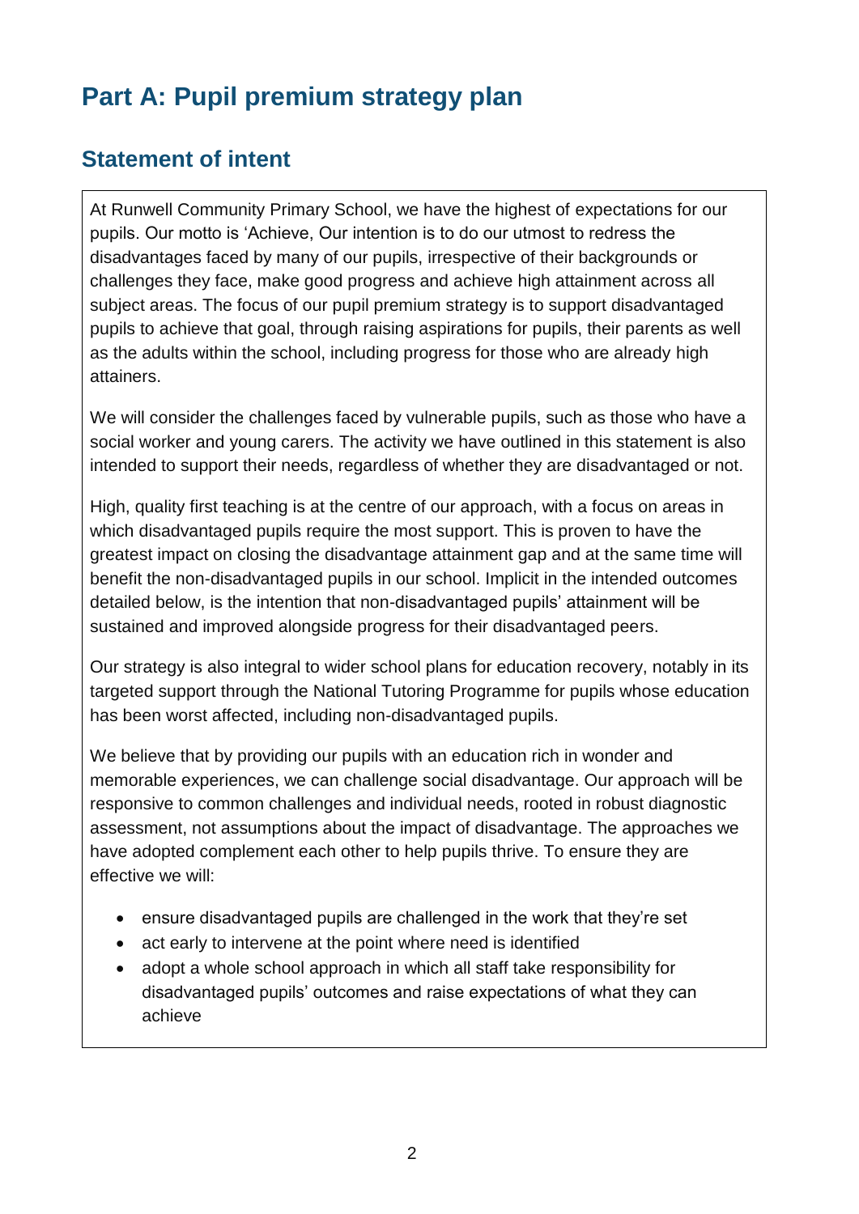# Part A: Pupil premium strategy plan

## Statement of intent

At Runwell Community Primary School, we have the highest of expectations for our pupils. Our motto is 'Achieve, Our intention is to do our utmost to redress the disadvantages faced by many of our pupils, irrespective of their backgrounds or challenges they face, make good progress and achieve high attainment across all subject areas. The focus of our pupil premium strategy is to support disadvantaged pupils to achieve that goal, through raising aspirations for pupils, their parents as well as the adults within the school, including progress for those who are already high attainers.

We will consider the challenges faced by vulnerable pupils, such as those who have a social worker and young carers. The activity we have outlined in this statement is also intended to support their needs, regardless of whether they are disadvantaged or not.

High, quality first teaching is at the centre of our approach, with a focus on areas in which disadvantaged pupils require the most support. This is proven to have the greatest impact on closing the disadvantage attainment gap and at the same time will benefit the non-disadvantaged pupils in our school. Implicit in the intended outcomes detailed below, is the intention that non-disadvantaged pupils' attainment will be sustained and improved alongside progress for their disadvantaged peers.

Our strategy is also integral to wider school plans for education recovery, notably in its targeted support through the National Tutoring Programme for pupils whose education has been worst affected, including non-disadvantaged pupils.

We believe that by providing our pupils with an education rich in wonder and memorable experiences, we can challenge social disadvantage. Our approach will be responsive to common challenges and individual needs, rooted in robust diagnostic assessment, not assumptions about the impact of disadvantage. The approaches we have adopted complement each other to help pupils thrive. To ensure they are effective we will:

- ensure disadvantaged pupils are challenged in the work that they're set
- act early to intervene at the point where need is identified
- adopt a whole school approach in which all staff take responsibility for disadvantaged pupils' outcomes and raise expectations of what they can achieve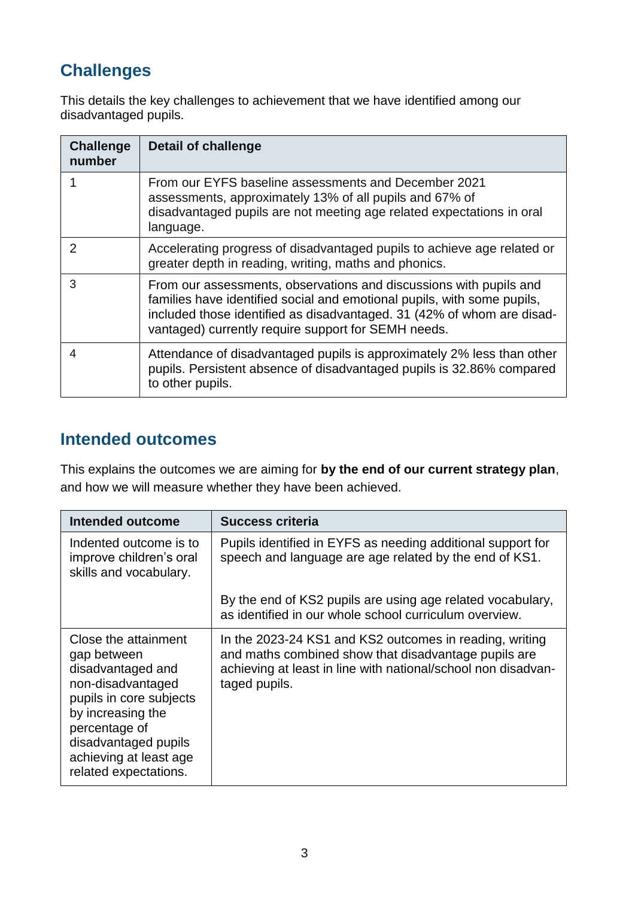## Challenges

This details the key challenges to achievement that we have identified among our disadvantaged pupils.

| Challenge number | Detail of challenge |
| --- | --- |
| 1 | From our EYFS baseline assessments and December 2021 assessments, approximately 13% of all pupils and 67% of disadvantaged pupils are not meeting age related expectations in oral language. |
| 2 | Accelerating progress of disadvantaged pupils to achieve age related or greater depth in reading, writing, maths and phonics. |
| 3 | From our assessments, observations and discussions with pupils and families have identified social and emotional pupils, with some pupils, included those identified as disadvantaged. 31 (42% of whom are disadvantaged) currently require support for SEMH needs. |
| 4 | Attendance of disadvantaged pupils is approximately 2% less than other pupils. Persistent absence of disadvantaged pupils is 32.86% compared to other pupils. |

## Intended outcomes

This explains the outcomes we are aiming for **by the end of our current strategy plan**, and how we will measure whether they have been achieved.

| Intended outcome | Success criteria |
| --- | --- |
| Indented outcome is to improve children's oral skills and vocabulary. | Pupils identified in EYFS as needing additional support for speech and language are age related by the end of KS1.<br><br>By the end of KS2 pupils are using age related vocabulary, as identified in our whole school curriculum overview. |
| Close the attainment gap between disadvantaged and non-disadvantaged pupils in core subjects by increasing the percentage of disadvantaged pupils achieving at least age related expectations. | In the 2023-24 KS1 and KS2 outcomes in reading, writing and maths combined show that disadvantage pupils are achieving at least in line with national/school non disadvantaged pupils. |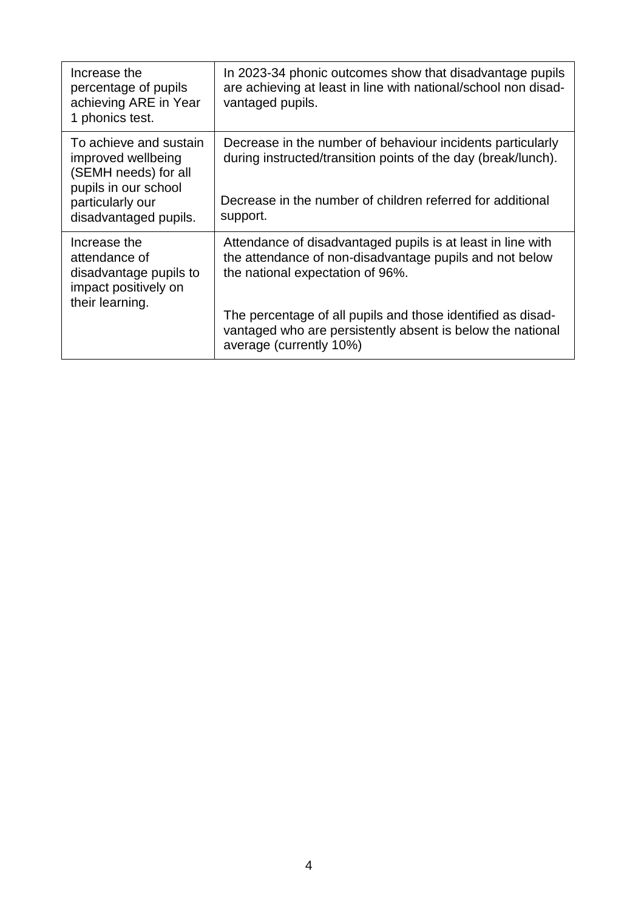| | |
|---|---|
| Increase the percentage of pupils achieving ARE in Year 1 phonics test. | In 2023-34 phonic outcomes show that disadvantage pupils are achieving at least in line with national/school non disadvantaged pupils. |
| To achieve and sustain improved wellbeing (SEMH needs) for all pupils in our school particularly our disadvantaged pupils. | Decrease in the number of behaviour incidents particularly during instructed/transition points of the day (break/lunch).<br><br>Decrease in the number of children referred for additional support. |
| Increase the attendance of disadvantage pupils to impact positively on their learning. | Attendance of disadvantaged pupils is at least in line with the attendance of non-disadvantage pupils and not below the national expectation of 96%.<br><br>The percentage of all pupils and those identified as disadvantaged who are persistently absent is below the national average (currently 10%) |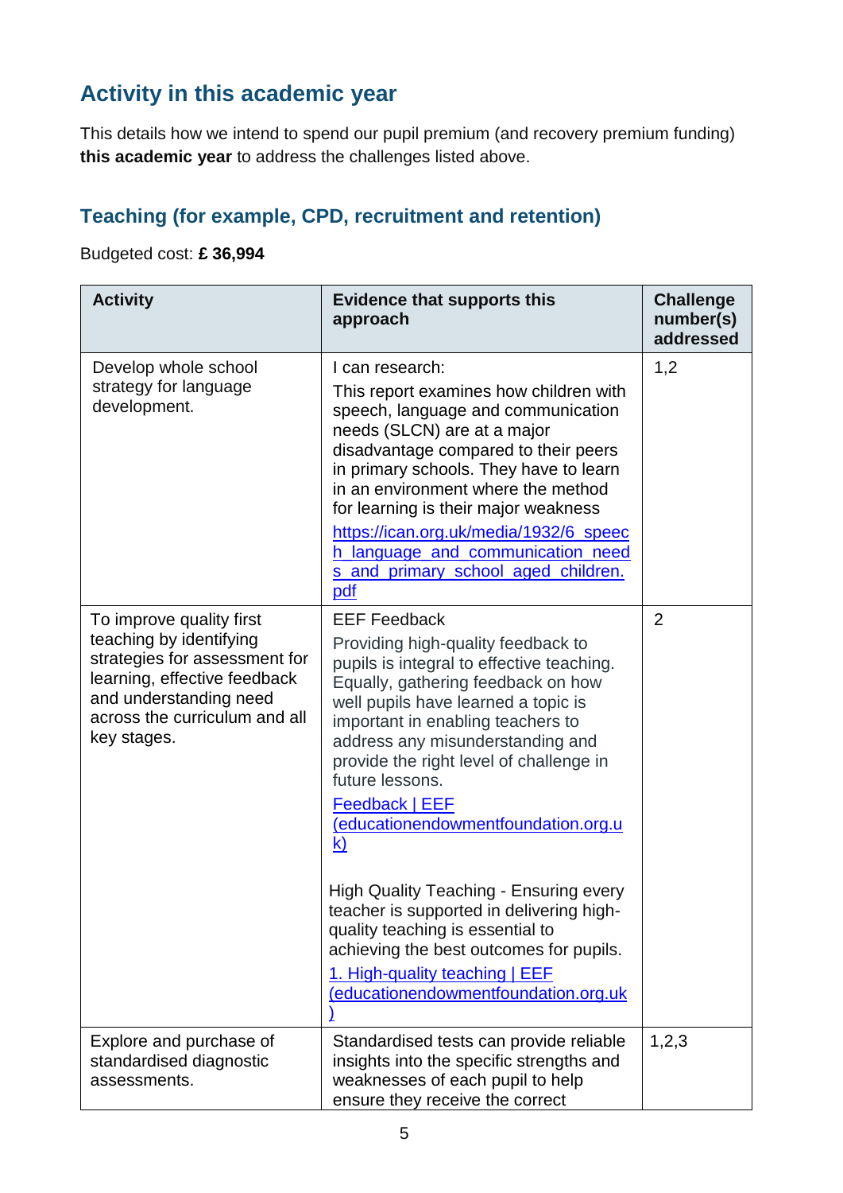## Activity in this academic year

This details how we intend to spend our pupil premium (and recovery premium funding) **this academic year** to address the challenges listed above.

### Teaching (for example, CPD, recruitment and retention)

Budgeted cost: **£ 36,994**

| Activity | Evidence that supports this approach | Challenge number(s) addressed |
|---|---|---|
| Develop whole school strategy for language development. | I can research:<br>This report examines how children with speech, language and communication needs (SLCN) are at a major disadvantage compared to their peers in primary schools. They have to learn in an environment where the method for learning is their major weakness<br>[https://ican.org.uk/media/1932/6_speech_language_and_communication_needs_and_primary_school_aged_children.pdf](https://ican.org.uk/media/1932/6_speech_language_and_communication_needs_and_primary_school_aged_children.pdf) | 1,2 |
| To improve quality first teaching by identifying strategies for assessment for learning, effective feedback and understanding need across the curriculum and all key stages. | EEF Feedback<br>Providing high-quality feedback to pupils is integral to effective teaching. Equally, gathering feedback on how well pupils have learned a topic is important in enabling teachers to address any misunderstanding and provide the right level of challenge in future lessons.<br>Feedback \| EEF (educationendowmentfoundation.org.uk)<br><br>High Quality Teaching - Ensuring every teacher is supported in delivering high-quality teaching is essential to achieving the best outcomes for pupils.<br>1. High-quality teaching \| EEF (educationendowmentfoundation.org.uk) | 2 |
| Explore and purchase of standardised diagnostic assessments. | Standardised tests can provide reliable insights into the specific strengths and weaknesses of each pupil to help ensure they receive the correct | 1,2,3 |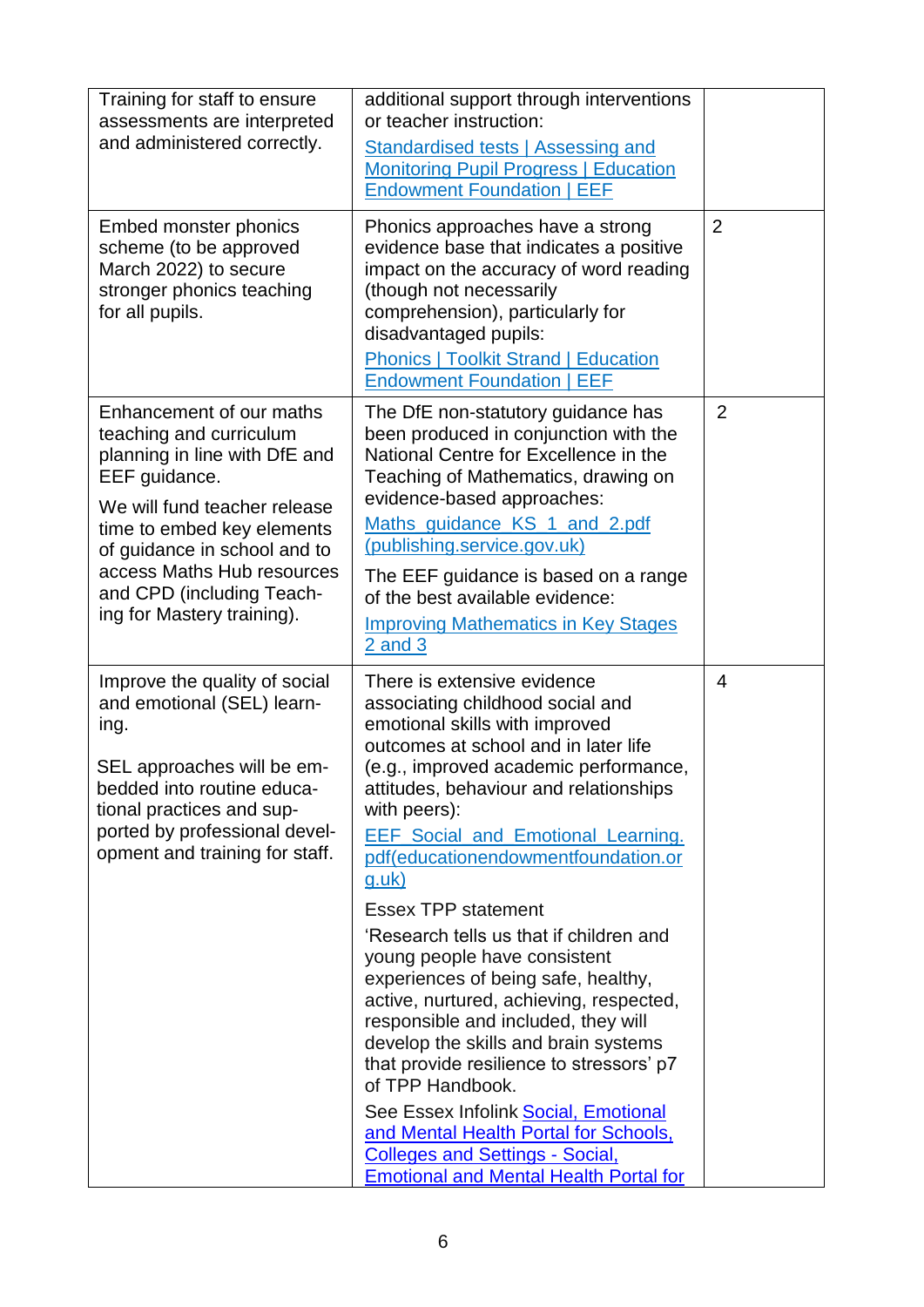| | | |
|---|---|---|
| Training for staff to ensure assessments are interpreted and administered correctly. | additional support through interventions or teacher instruction: Standardised tests \| Assessing and Monitoring Pupil Progress \| Education Endowment Foundation \| EEF | |
| Embed monster phonics scheme (to be approved March 2022) to secure stronger phonics teaching for all pupils. | Phonics approaches have a strong evidence base that indicates a positive impact on the accuracy of word reading (though not necessarily comprehension), particularly for disadvantaged pupils: Phonics \| Toolkit Strand \| Education Endowment Foundation \| EEF | 2 |
| Enhancement of our maths teaching and curriculum planning in line with DfE and EEF guidance.<br><br>We will fund teacher release time to embed key elements of guidance in school and to access Maths Hub resources and CPD (including Teaching for Mastery training). | The DfE non-statutory guidance has been produced in conjunction with the National Centre for Excellence in the Teaching of Mathematics, drawing on evidence-based approaches: Maths_guidance_KS_1_and_2.pdf (publishing.service.gov.uk)<br><br>The EEF guidance is based on a range of the best available evidence: Improving Mathematics in Key Stages 2 and 3 | 2 |
| Improve the quality of social and emotional (SEL) learning.<br><br>SEL approaches will be embedded into routine educational practices and supported by professional development and training for staff. | There is extensive evidence associating childhood social and emotional skills with improved outcomes at school and in later life (e.g., improved academic performance, attitudes, behaviour and relationships with peers): EEF_Social_and_Emotional_Learning.pdf(educationendowmentfoundation.org.uk)<br><br>Essex TPP statement<br><br>'Research tells us that if children and young people have consistent experiences of being safe, healthy, active, nurtured, achieving, respected, responsible and included, they will develop the skills and brain systems that provide resilience to stressors' p7 of TPP Handbook.<br><br>See Essex Infolink Social, Emotional and Mental Health Portal for Schools, Colleges and Settings - Social, Emotional and Mental Health Portal for | 4 |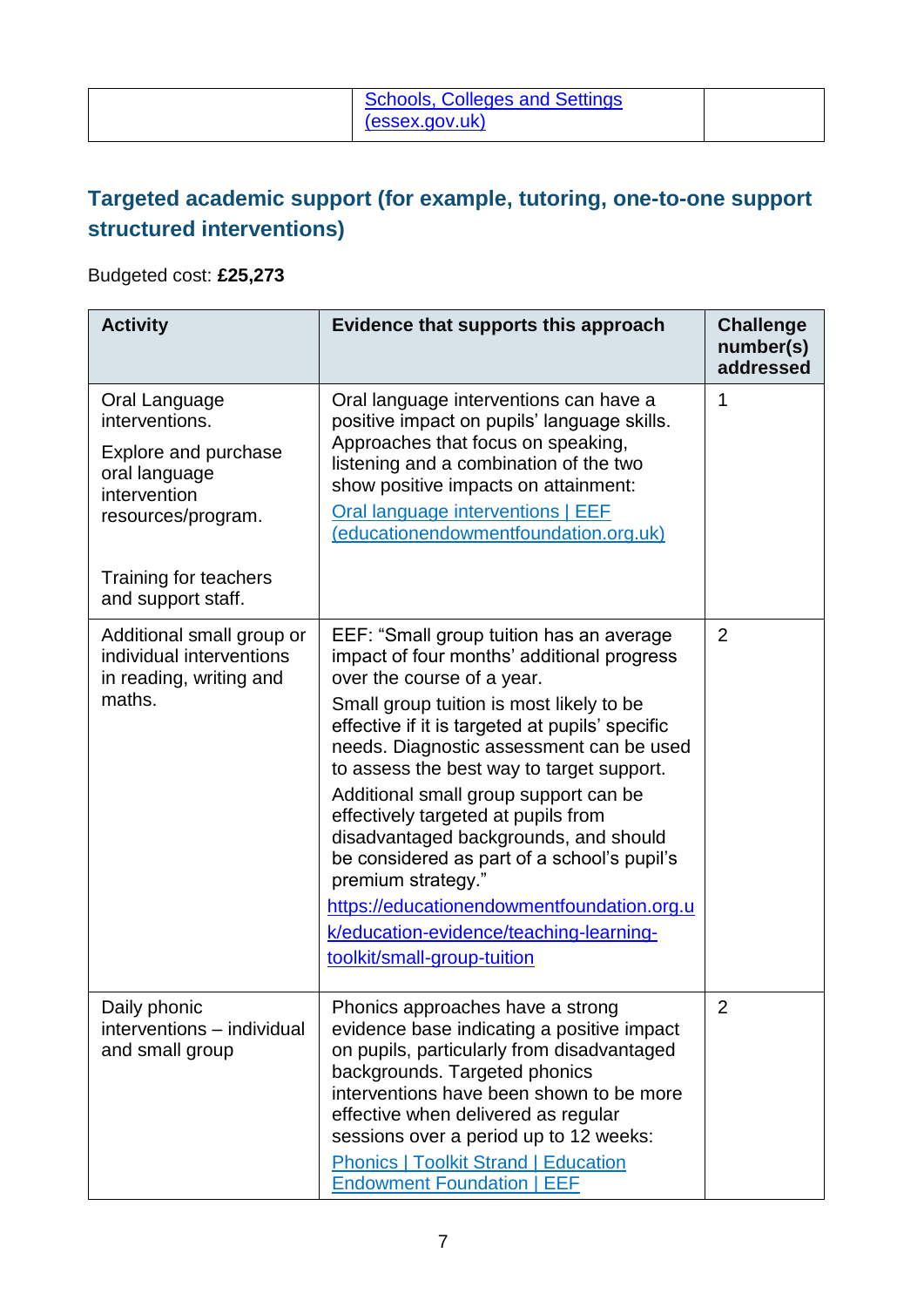| | [Schools, Colleges and Settings (essex.gov.uk)]() | |
|---|---|---|

## Targeted academic support (for example, tutoring, one-to-one support structured interventions)

Budgeted cost: **£25,273**

| Activity | Evidence that supports this approach | Challenge number(s) addressed |
|---|---|---|
| Oral Language interventions.<br><br>Explore and purchase oral language intervention resources/program.<br><br>Training for teachers and support staff. | Oral language interventions can have a positive impact on pupils' language skills. Approaches that focus on speaking, listening and a combination of the two show positive impacts on attainment:<br>[Oral language interventions \| EEF (educationendowmentfoundation.org.uk)]() | 1 |
| Additional small group or individual interventions in reading, writing and maths. | EEF: "Small group tuition has an average impact of four months' additional progress over the course of a year.<br>Small group tuition is most likely to be effective if it is targeted at pupils' specific needs. Diagnostic assessment can be used to assess the best way to target support.<br>Additional small group support can be effectively targeted at pupils from disadvantaged backgrounds, and should be considered as part of a school's pupil's premium strategy."<br>[https://educationendowmentfoundation.org.uk/education-evidence/teaching-learning-toolkit/small-group-tuition](https://educationendowmentfoundation.org.uk/education-evidence/teaching-learning-toolkit/small-group-tuition) | 2 |
| Daily phonic interventions – individual and small group | Phonics approaches have a strong evidence base indicating a positive impact on pupils, particularly from disadvantaged backgrounds. Targeted phonics interventions have been shown to be more effective when delivered as regular sessions over a period up to 12 weeks:<br>[Phonics \| Toolkit Strand \| Education Endowment Foundation \| EEF]() | 2 |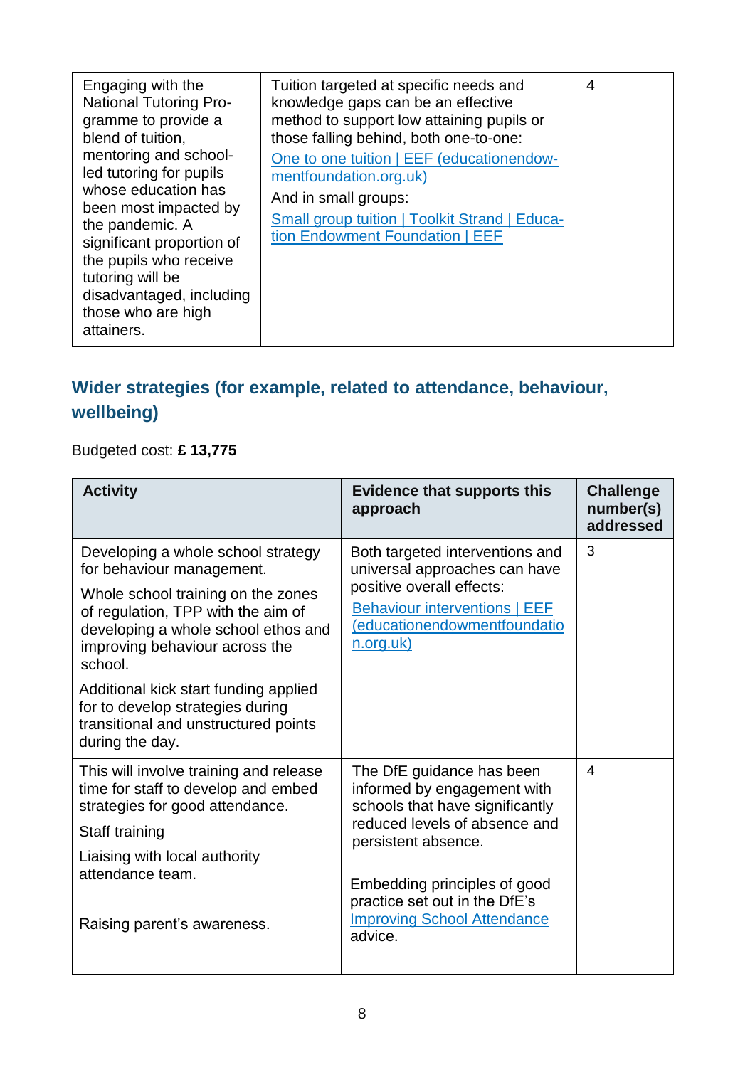| Engaging with the National Tutoring Programme to provide a blend of tuition, mentoring and school-led tutoring for pupils whose education has been most impacted by the pandemic. A significant proportion of the pupils who receive tutoring will be disadvantaged, including those who are high attainers. | Tuition targeted at specific needs and knowledge gaps can be an effective method to support low attaining pupils or those falling behind, both one-to-one: One to one tuition \| EEF (educationendowmentfoundation.org.uk) And in small groups: Small group tuition \| Toolkit Strand \| Education Endowment Foundation \| EEF | 4 |
|---|---|---|

## Wider strategies (for example, related to attendance, behaviour, wellbeing)

Budgeted cost: **£ 13,775**

| Activity | Evidence that supports this approach | Challenge number(s) addressed |
|---|---|---|
| Developing a whole school strategy for behaviour management. Whole school training on the zones of regulation, TPP with the aim of developing a whole school ethos and improving behaviour across the school. Additional kick start funding applied for to develop strategies during transitional and unstructured points during the day. | Both targeted interventions and universal approaches can have positive overall effects: Behaviour interventions \| EEF (educationendowmentfoundation.org.uk) | 3 |
| This will involve training and release time for staff to develop and embed strategies for good attendance. Staff training Liaising with local authority attendance team. Raising parent's awareness. | The DfE guidance has been informed by engagement with schools that have significantly reduced levels of absence and persistent absence. Embedding principles of good practice set out in the DfE's Improving School Attendance advice. | 4 |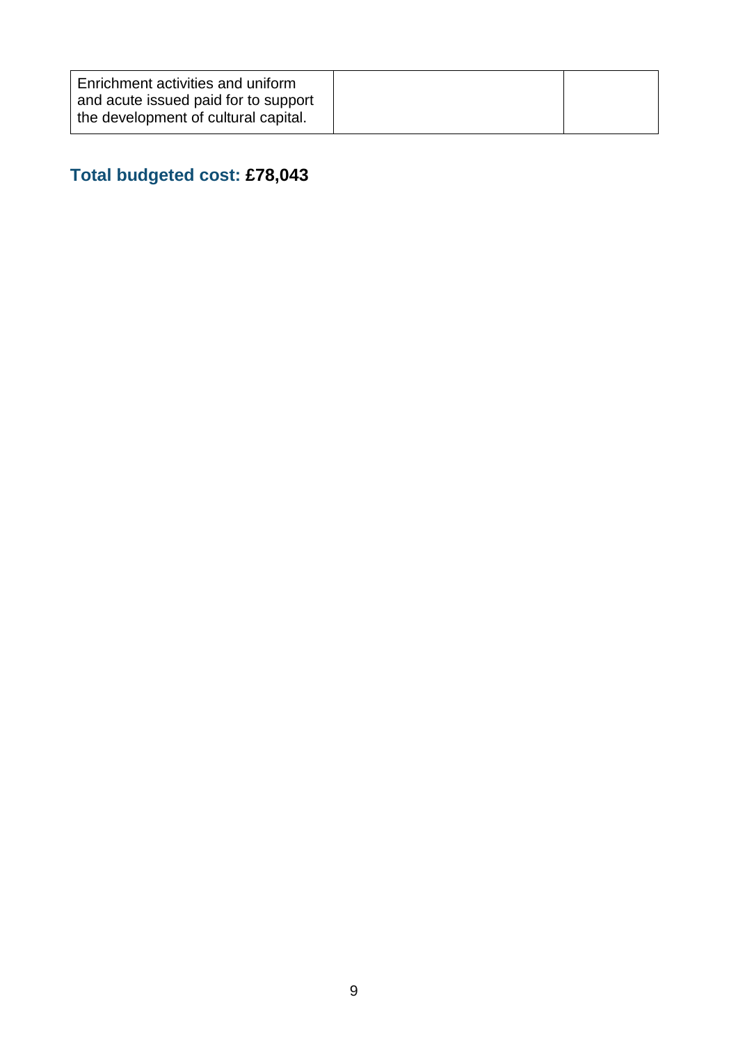| | | |
|---|---|---|
| Enrichment activities and uniform and acute issued paid for to support the development of cultural capital. | | |

**Total budgeted cost: £78,043**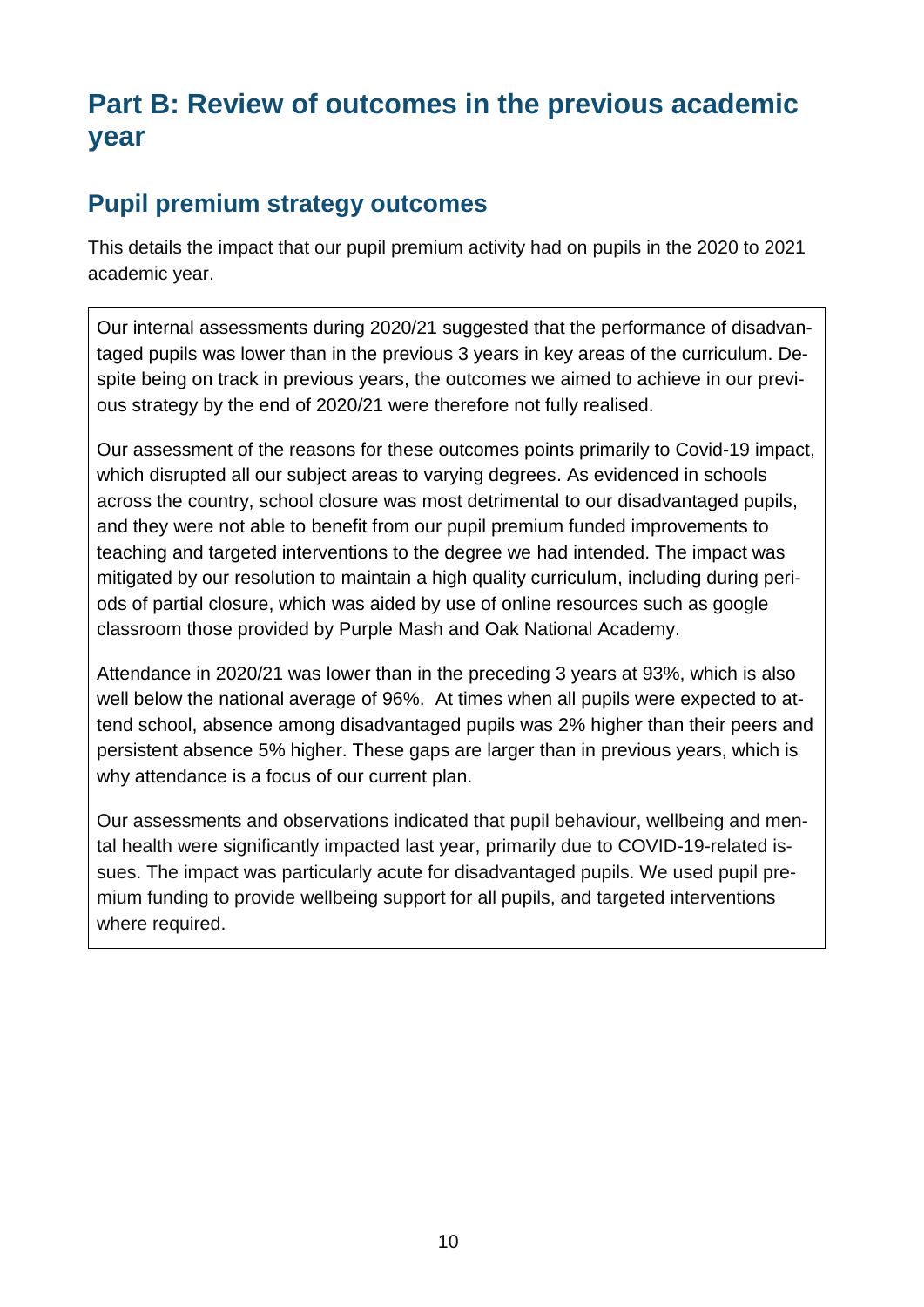# Part B: Review of outcomes in the previous academic year

## Pupil premium strategy outcomes

This details the impact that our pupil premium activity had on pupils in the 2020 to 2021 academic year.

Our internal assessments during 2020/21 suggested that the performance of disadvantaged pupils was lower than in the previous 3 years in key areas of the curriculum. Despite being on track in previous years, the outcomes we aimed to achieve in our previous strategy by the end of 2020/21 were therefore not fully realised.

Our assessment of the reasons for these outcomes points primarily to Covid-19 impact, which disrupted all our subject areas to varying degrees. As evidenced in schools across the country, school closure was most detrimental to our disadvantaged pupils, and they were not able to benefit from our pupil premium funded improvements to teaching and targeted interventions to the degree we had intended. The impact was mitigated by our resolution to maintain a high quality curriculum, including during periods of partial closure, which was aided by use of online resources such as google classroom those provided by Purple Mash and Oak National Academy.

Attendance in 2020/21 was lower than in the preceding 3 years at 93%, which is also well below the national average of 96%. At times when all pupils were expected to attend school, absence among disadvantaged pupils was 2% higher than their peers and persistent absence 5% higher. These gaps are larger than in previous years, which is why attendance is a focus of our current plan.

Our assessments and observations indicated that pupil behaviour, wellbeing and mental health were significantly impacted last year, primarily due to COVID-19-related issues. The impact was particularly acute for disadvantaged pupils. We used pupil premium funding to provide wellbeing support for all pupils, and targeted interventions where required.